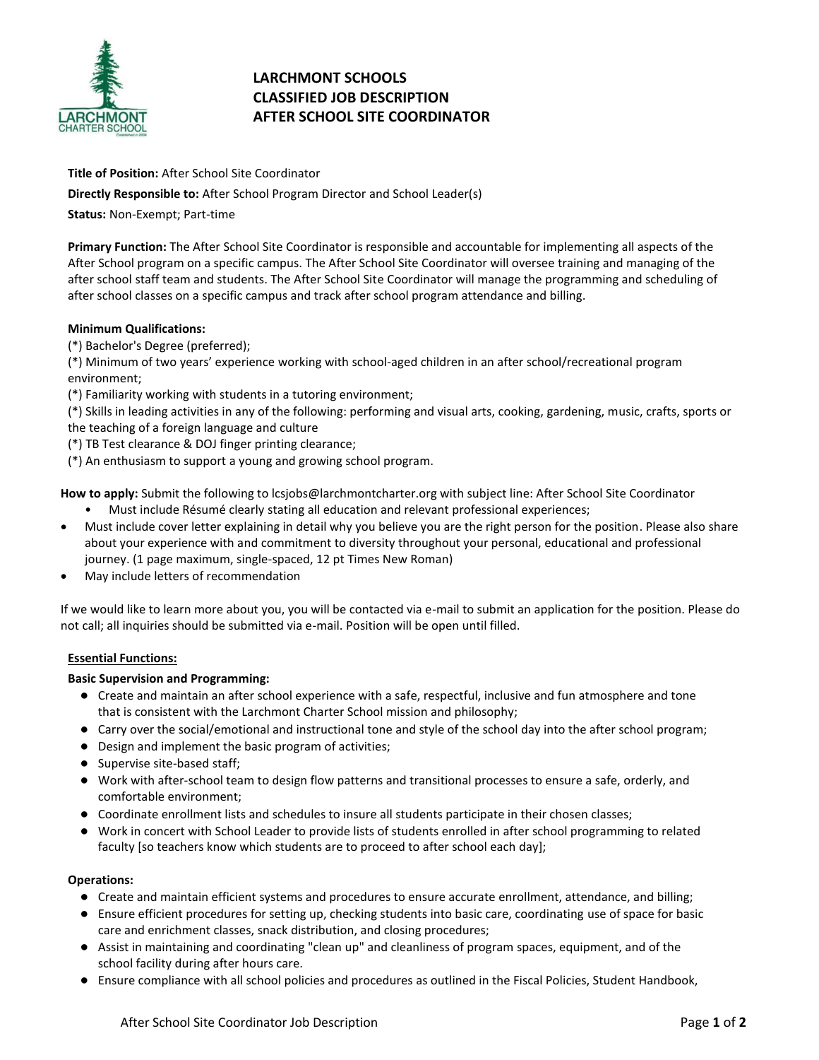# LARCHMONT SCHOOLS
# CLASSIFIED JOB DESCRIPTION
# AFTER SCHOOL SITE COORDINATOR

**Title of Position:** After School Site Coordinator

**Directly Responsible to:** After School Program Director and School Leader(s)

**Status:** Non-Exempt; Part-time

**Primary Function:** The After School Site Coordinator is responsible and accountable for implementing all aspects of the After School program on a specific campus. The After School Site Coordinator will oversee training and managing of the after school staff team and students. The After School Site Coordinator will manage the programming and scheduling of after school classes on a specific campus and track after school program attendance and billing.

**Minimum Qualifications:**

(*) Bachelor's Degree (preferred);

(*) Minimum of two years' experience working with school-aged children in an after school/recreational program environment;

(*) Familiarity working with students in a tutoring environment;

(*) Skills in leading activities in any of the following: performing and visual arts, cooking, gardening, music, crafts, sports or the teaching of a foreign language and culture

(*) TB Test clearance & DOJ finger printing clearance;

(*) An enthusiasm to support a young and growing school program.

**How to apply:** Submit the following to lcsjobs@larchmontcharter.org with subject line: After School Site Coordinator

- Must include Résumé clearly stating all education and relevant professional experiences;
- Must include cover letter explaining in detail why you believe you are the right person for the position. Please also share about your experience with and commitment to diversity throughout your personal, educational and professional journey. (1 page maximum, single-spaced, 12 pt Times New Roman)
- May include letters of recommendation

If we would like to learn more about you, you will be contacted via e-mail to submit an application for the position. Please do not call; all inquiries should be submitted via e-mail. Position will be open until filled.

**Essential Functions:**

**Basic Supervision and Programming:**

- Create and maintain an after school experience with a safe, respectful, inclusive and fun atmosphere and tone that is consistent with the Larchmont Charter School mission and philosophy;
- Carry over the social/emotional and instructional tone and style of the school day into the after school program;
- Design and implement the basic program of activities;
- Supervise site-based staff;
- Work with after-school team to design flow patterns and transitional processes to ensure a safe, orderly, and comfortable environment;
- Coordinate enrollment lists and schedules to insure all students participate in their chosen classes;
- Work in concert with School Leader to provide lists of students enrolled in after school programming to related faculty [so teachers know which students are to proceed to after school each day];

**Operations:**

- Create and maintain efficient systems and procedures to ensure accurate enrollment, attendance, and billing;
- Ensure efficient procedures for setting up, checking students into basic care, coordinating use of space for basic care and enrichment classes, snack distribution, and closing procedures;
- Assist in maintaining and coordinating "clean up" and cleanliness of program spaces, equipment, and of the school facility during after hours care.
- Ensure compliance with all school policies and procedures as outlined in the Fiscal Policies, Student Handbook,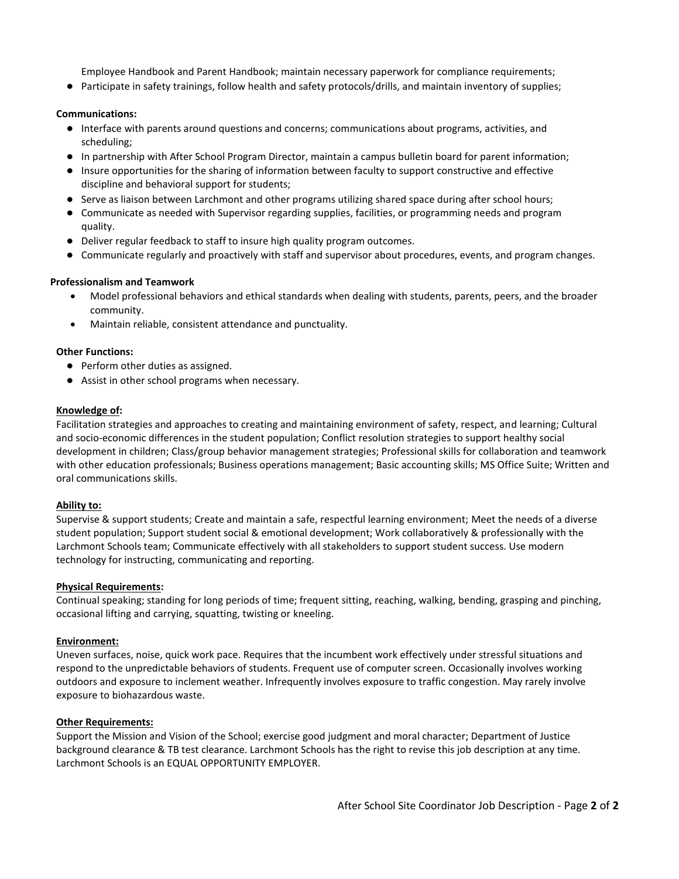Employee Handbook and Parent Handbook; maintain necessary paperwork for compliance requirements;

- Participate in safety trainings, follow health and safety protocols/drills, and maintain inventory of supplies;

**Communications:**

- Interface with parents around questions and concerns; communications about programs, activities, and scheduling;
- In partnership with After School Program Director, maintain a campus bulletin board for parent information;
- Insure opportunities for the sharing of information between faculty to support constructive and effective discipline and behavioral support for students;
- Serve as liaison between Larchmont and other programs utilizing shared space during after school hours;
- Communicate as needed with Supervisor regarding supplies, facilities, or programming needs and program quality.
- Deliver regular feedback to staff to insure high quality program outcomes.
- Communicate regularly and proactively with staff and supervisor about procedures, events, and program changes.

**Professionalism and Teamwork**

- Model professional behaviors and ethical standards when dealing with students, parents, peers, and the broader community.
- Maintain reliable, consistent attendance and punctuality.

**Other Functions:**

- Perform other duties as assigned.
- Assist in other school programs when necessary.

**Knowledge of:**

Facilitation strategies and approaches to creating and maintaining environment of safety, respect, and learning; Cultural and socio-economic differences in the student population; Conflict resolution strategies to support healthy social development in children; Class/group behavior management strategies; Professional skills for collaboration and teamwork with other education professionals; Business operations management; Basic accounting skills; MS Office Suite; Written and oral communications skills.

**Ability to:**

Supervise & support students; Create and maintain a safe, respectful learning environment; Meet the needs of a diverse student population; Support student social & emotional development; Work collaboratively & professionally with the Larchmont Schools team; Communicate effectively with all stakeholders to support student success. Use modern technology for instructing, communicating and reporting.

**Physical Requirements:**

Continual speaking; standing for long periods of time; frequent sitting, reaching, walking, bending, grasping and pinching, occasional lifting and carrying, squatting, twisting or kneeling.

**Environment:**

Uneven surfaces, noise, quick work pace. Requires that the incumbent work effectively under stressful situations and respond to the unpredictable behaviors of students. Frequent use of computer screen. Occasionally involves working outdoors and exposure to inclement weather. Infrequently involves exposure to traffic congestion. May rarely involve exposure to biohazardous waste.

**Other Requirements:**

Support the Mission and Vision of the School; exercise good judgment and moral character; Department of Justice background clearance & TB test clearance. Larchmont Schools has the right to revise this job description at any time. Larchmont Schools is an EQUAL OPPORTUNITY EMPLOYER.